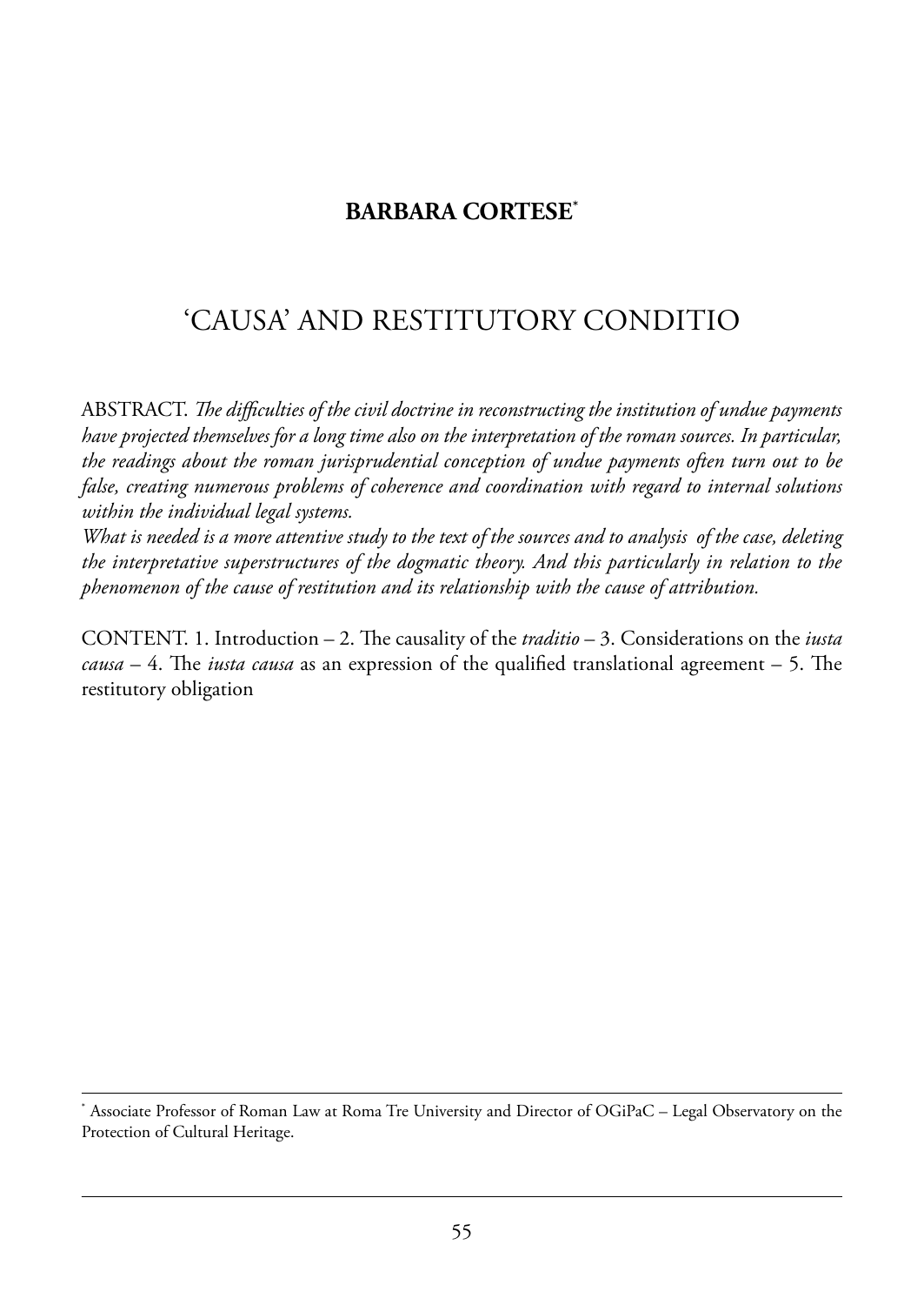**BARBARA CORTESE**[*]

# 'CAUSA' AND RESTITUTORY CONDITIO

ABSTRACT. *The difficulties of the civil doctrine in reconstructing the institution of undue payments have projected themselves for a long time also on the interpretation of the roman sources. In particular, the readings about the roman jurisprudential conception of undue payments often turn out to be false, creating numerous problems of coherence and coordination with regard to internal solutions within the individual legal systems.*

*What is needed is a more attentive study to the text of the sources and to analysis of the case, deleting the interpretative superstructures of the dogmatic theory. And this particularly in relation to the phenomenon of the cause of restitution and its relationship with the cause of attribution.*

CONTENT. 1. Introduction – 2. The causality of the *traditio* – 3. Considerations on the *iusta causa* – 4. The *iusta causa* as an expression of the qualified translational agreement – 5. The restitutory obligation

---

[*] Associate Professor of Roman Law at Roma Tre University and Director of OGiPaC – Legal Observatory on the Protection of Cultural Heritage.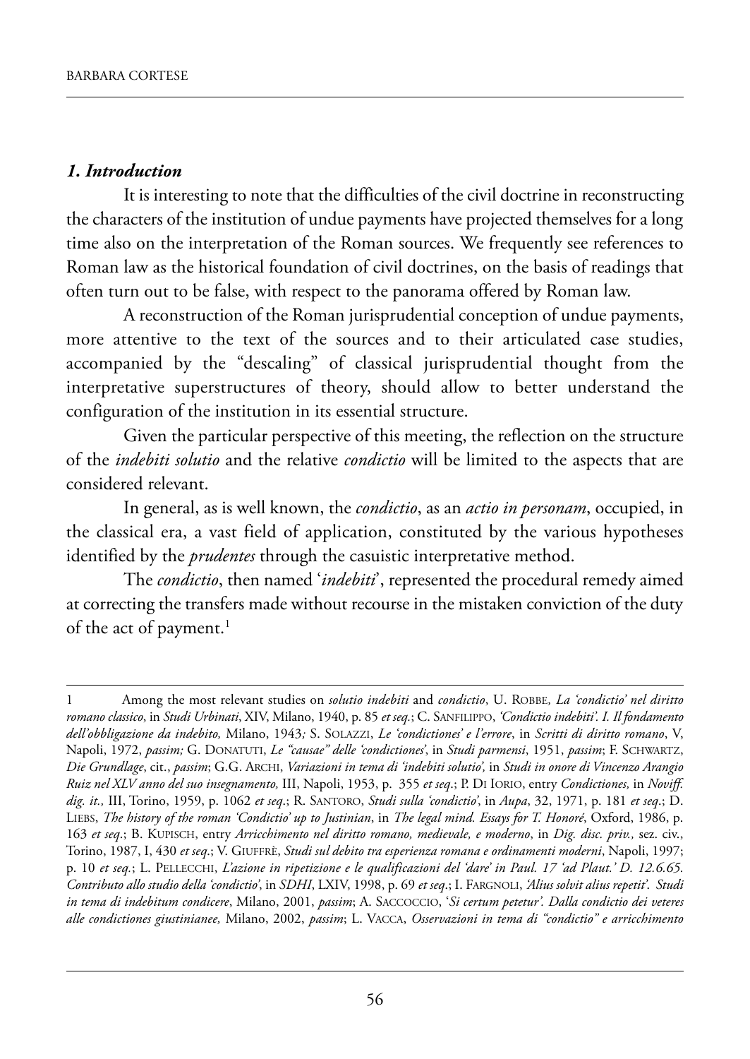### *1. Introduction*

It is interesting to note that the difficulties of the civil doctrine in reconstructing the characters of the institution of undue payments have projected themselves for a long time also on the interpretation of the Roman sources. We frequently see references to Roman law as the historical foundation of civil doctrines, on the basis of readings that often turn out to be false, with respect to the panorama offered by Roman law.

A reconstruction of the Roman jurisprudential conception of undue payments, more attentive to the text of the sources and to their articulated case studies, accompanied by the "descaling" of classical jurisprudential thought from the interpretative superstructures of theory, should allow to better understand the configuration of the institution in its essential structure.

Given the particular perspective of this meeting, the reflection on the structure of the *indebiti solutio* and the relative *condictio* will be limited to the aspects that are considered relevant.

In general, as is well known, the *condictio*, as an *actio in personam*, occupied, in the classical era, a vast field of application, constituted by the various hypotheses identified by the *prudentes* through the casuistic interpretative method.

The *condictio*, then named '*indebiti*', represented the procedural remedy aimed at correcting the transfers made without recourse in the mistaken conviction of the duty of the act of payment.[1]

---

1 Among the most relevant studies on *solutio indebiti* and *condictio*, U. Robbe, *La 'condictio' nel diritto romano classico*, in *Studi Urbinati*, XIV, Milano, 1940, p. 85 *et seq.*; C. Sanfilippo, *'Condictio indebiti'. I. Il fondamento dell'obbligazione da indebito,* Milano, 1943*;* S. Solazzi, *Le 'condictiones' e l'errore*, in *Scritti di diritto romano*, V, Napoli, 1972, *passim;* G. Donatuti, *Le "causae" delle 'condictiones'*, in *Studi parmensi*, 1951, *passim*; F. Schwartz, *Die Grundlage*, cit., *passim*; G.G. Archi, *Variazioni in tema di 'indebiti solutio',* in *Studi in onore di Vincenzo Arangio Ruiz nel XLV anno del suo insegnamento,* III, Napoli, 1953, p. 355 *et seq.*; P. Di Iorio, entry *Condictiones,* in *Noviff. dig. it.,* III, Torino, 1959, p. 1062 *et seq.*; R. Santoro, *Studi sulla 'condictio'*, in *Aupa*, 32, 1971, p. 181 *et seq.*; D. Liebs, *The history of the roman 'Condictio' up to Justinian*, in *The legal mind. Essays for T. Honoré*, Oxford, 1986, p. 163 *et seq.*; B. Kupisch, entry *Arricchimento nel diritto romano, medievale, e moderno*, in *Dig. disc. priv.,* sez. civ., Torino, 1987, I, 430 *et seq.*; V. Giuffrè, *Studi sul debito tra esperienza romana e ordinamenti moderni*, Napoli, 1997; p. 10 *et seq.*; L. Pellecchi, *L'azione in ripetizione e le qualificazioni del 'dare' in Paul. 17 'ad Plaut.' D. 12.6.65. Contributo allo studio della 'condictio'*, in *SDHI*, LXIV, 1998, p. 69 *et seq.*; I. Fargnoli, *'Alius solvit alius repetit'. Studi in tema di indebitum condicere*, Milano, 2001, *passim*; A. Saccoccio, '*Si certum petetur'. Dalla condictio dei veteres alle condictiones giustinianee,* Milano, 2002, *passim*; L. Vacca, *Osservazioni in tema di "condictio" e arricchimento*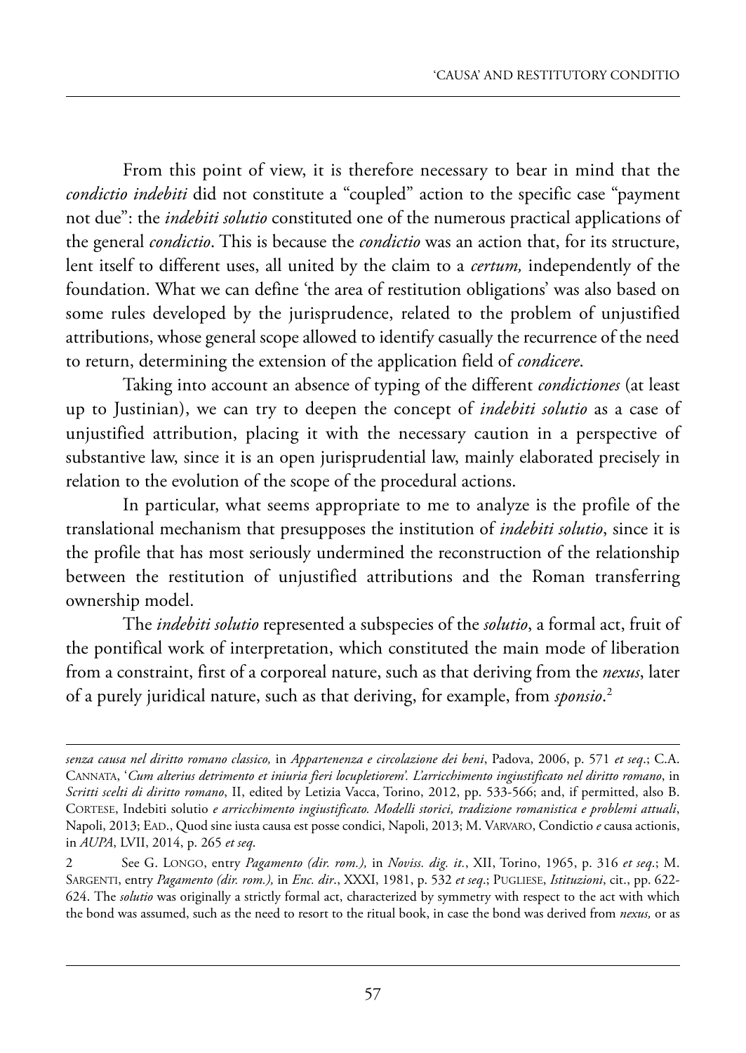From this point of view, it is therefore necessary to bear in mind that the *condictio indebiti* did not constitute a "coupled" action to the specific case "payment not due": the *indebiti solutio* constituted one of the numerous practical applications of the general *condictio*. This is because the *condictio* was an action that, for its structure, lent itself to different uses, all united by the claim to a *certum,* independently of the foundation. What we can define 'the area of restitution obligations' was also based on some rules developed by the jurisprudence, related to the problem of unjustified attributions, whose general scope allowed to identify casually the recurrence of the need to return, determining the extension of the application field of *condicere*.

Taking into account an absence of typing of the different *condictiones* (at least up to Justinian), we can try to deepen the concept of *indebiti solutio* as a case of unjustified attribution, placing it with the necessary caution in a perspective of substantive law, since it is an open jurisprudential law, mainly elaborated precisely in relation to the evolution of the scope of the procedural actions.

In particular, what seems appropriate to me to analyze is the profile of the translational mechanism that presupposes the institution of *indebiti solutio*, since it is the profile that has most seriously undermined the reconstruction of the relationship between the restitution of unjustified attributions and the Roman transferring ownership model.

The *indebiti solutio* represented a subspecies of the *solutio*, a formal act, fruit of the pontifical work of interpretation, which constituted the main mode of liberation from a constraint, first of a corporeal nature, such as that deriving from the *nexus*, later of a purely juridical nature, such as that deriving, for example, from *sponsio*.[2]

---

*senza causa nel diritto romano classico,* in *Appartenenza e circolazione dei beni*, Padova, 2006, p. 571 *et seq*.; C.A. CANNATA, '*Cum alterius detrimento et iniuria fieri locupletiorem*'. *L'arricchimento ingiustificato nel diritto romano*, in *Scritti scelti di diritto romano*, II, edited by Letizia Vacca, Torino, 2012, pp. 533-566; and, if permitted, also B. CORTESE, Indebiti solutio *e arricchimento ingiustificato. Modelli storici, tradizione romanistica e problemi attuali*, Napoli, 2013; EAD., Quod sine iusta causa est posse condici, Napoli, 2013; M. VARVARO, Condictio *e* causa actionis, in *AUPA*, LVII, 2014, p. 265 *et seq*.

2 See G. LONGO, entry *Pagamento (dir. rom.),* in *Noviss. dig. it.*, XII, Torino, 1965, p. 316 *et seq*.; M. SARGENTI, entry *Pagamento (dir. rom.),* in *Enc. dir*., XXXI, 1981, p. 532 *et seq*.; PUGLIESE, *Istituzioni*, cit., pp. 622-624. The *solutio* was originally a strictly formal act, characterized by symmetry with respect to the act with which the bond was assumed, such as the need to resort to the ritual book, in case the bond was derived from *nexus,* or as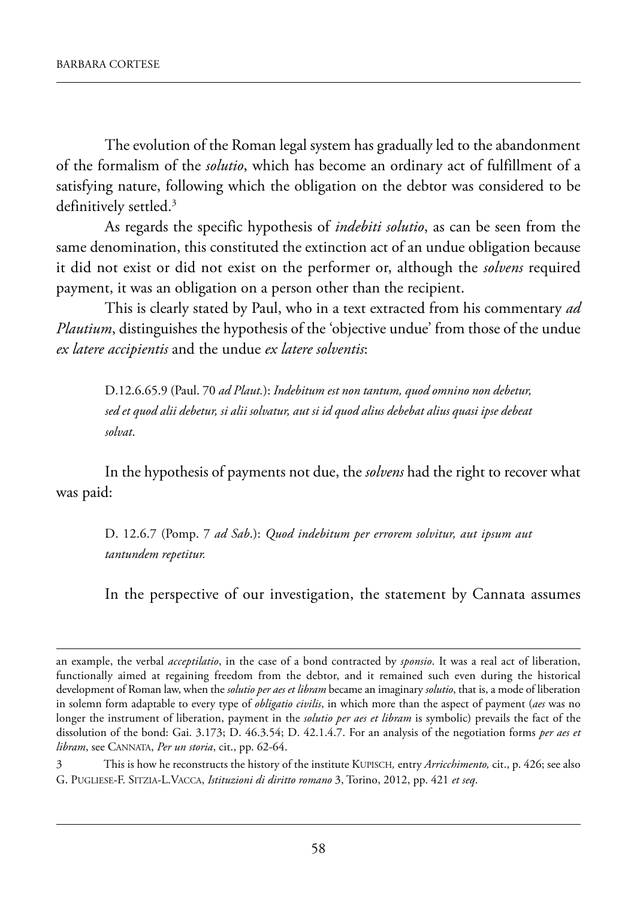The evolution of the Roman legal system has gradually led to the abandonment of the formalism of the *solutio*, which has become an ordinary act of fulfillment of a satisfying nature, following which the obligation on the debtor was considered to be definitively settled.[3]

As regards the specific hypothesis of *indebiti solutio*, as can be seen from the same denomination, this constituted the extinction act of an undue obligation because it did not exist or did not exist on the performer or, although the *solvens* required payment, it was an obligation on a person other than the recipient.

This is clearly stated by Paul, who in a text extracted from his commentary *ad Plautium*, distinguishes the hypothesis of the 'objective undue' from those of the undue *ex latere accipientis* and the undue *ex latere solventis*:

> D.12.6.65.9 (Paul. 70 *ad Plaut.*): *Indebitum est non tantum, quod omnino non debetur, sed et quod alii debetur, si alii solvatur, aut si id quod alius debebat alius quasi ipse debeat solvat*.

In the hypothesis of payments not due, the *solvens* had the right to recover what was paid:

> D. 12.6.7 (Pomp. 7 *ad Sab*.): *Quod indebitum per errorem solvitur, aut ipsum aut tantundem repetitur.*

In the perspective of our investigation, the statement by Cannata assumes

---

an example, the verbal *acceptilatio*, in the case of a bond contracted by *sponsio*. It was a real act of liberation, functionally aimed at regaining freedom from the debtor, and it remained such even during the historical development of Roman law, when the *solutio per aes et libram* became an imaginary *solutio*, that is, a mode of liberation in solemn form adaptable to every type of *obligatio civilis*, in which more than the aspect of payment (*aes* was no longer the instrument of liberation, payment in the *solutio per aes et libram* is symbolic) prevails the fact of the dissolution of the bond: Gai. 3.173; D. 46.3.54; D. 42.1.4.7. For an analysis of the negotiation forms *per aes et libram*, see CANNATA, *Per un storia*, cit., pp. 62-64.

3 This is how he reconstructs the history of the institute KUPISCH, entry *Arricchimento,* cit., p. 426; see also G. PUGLIESE-F. SITZIA-L.VACCA, *Istituzioni di diritto romano* 3, Torino, 2012, pp. 421 *et seq*.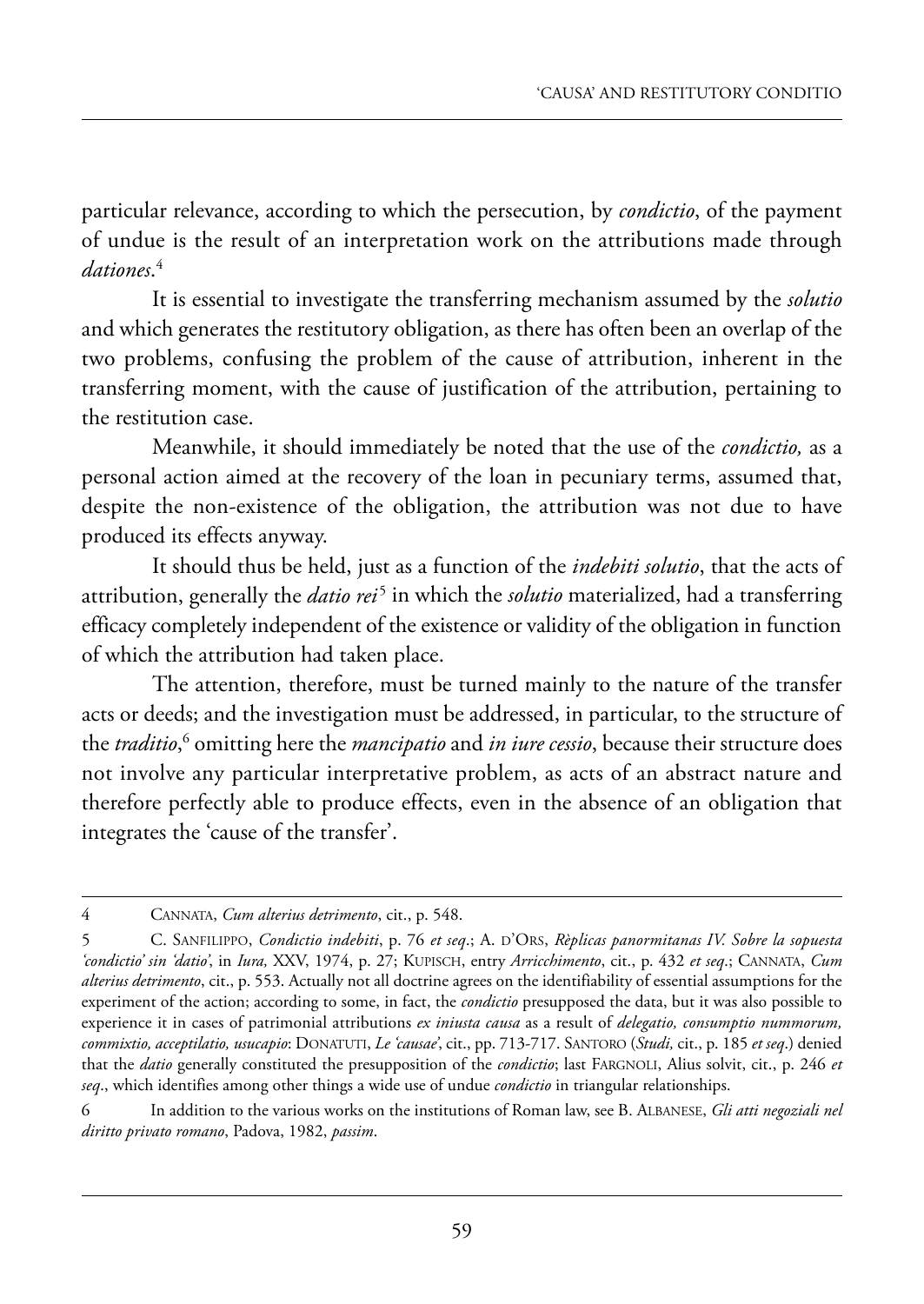particular relevance, according to which the persecution, by *condictio*, of the payment of undue is the result of an interpretation work on the attributions made through *dationes*.[4]

It is essential to investigate the transferring mechanism assumed by the *solutio* and which generates the restitutory obligation, as there has often been an overlap of the two problems, confusing the problem of the cause of attribution, inherent in the transferring moment, with the cause of justification of the attribution, pertaining to the restitution case.

Meanwhile, it should immediately be noted that the use of the *condictio,* as a personal action aimed at the recovery of the loan in pecuniary terms, assumed that, despite the non-existence of the obligation, the attribution was not due to have produced its effects anyway.

It should thus be held, just as a function of the *indebiti solutio*, that the acts of attribution, generally the *datio rei*[5] in which the *solutio* materialized, had a transferring efficacy completely independent of the existence or validity of the obligation in function of which the attribution had taken place.

The attention, therefore, must be turned mainly to the nature of the transfer acts or deeds; and the investigation must be addressed, in particular, to the structure of the *traditio*,[6] omitting here the *mancipatio* and *in iure cessio*, because their structure does not involve any particular interpretative problem, as acts of an abstract nature and therefore perfectly able to produce effects, even in the absence of an obligation that integrates the 'cause of the transfer'.

---

4 Cannata, *Cum alterius detrimento*, cit., p. 548.

5 C. Sanfilippo, *Condictio indebiti*, p. 76 *et seq*.; A. d'Ors, *Rèplicas panormitanas IV. Sobre la sopuesta 'condictio' sin 'datio'*, in *Iura,* XXV, 1974, p. 27; Kupisch, entry *Arricchimento*, cit., p. 432 *et seq*.; Cannata, *Cum alterius detrimento*, cit., p. 553. Actually not all doctrine agrees on the identifiability of essential assumptions for the experiment of the action; according to some, in fact, the *condictio* presupposed the data, but it was also possible to experience it in cases of patrimonial attributions *ex iniusta causa* as a result of *delegatio, consumptio nummorum, commixtio, acceptilatio, usucapio*: Donatuti, *Le 'causae'*, cit., pp. 713-717. Santoro (*Studi,* cit., p. 185 *et seq*.) denied that the *datio* generally constituted the presupposition of the *condictio*; last Fargnoli, Alius solvit, cit., p. 246 *et seq*., which identifies among other things a wide use of undue *condictio* in triangular relationships.

6 In addition to the various works on the institutions of Roman law, see B. Albanese, *Gli atti negoziali nel diritto privato romano*, Padova, 1982, *passim*.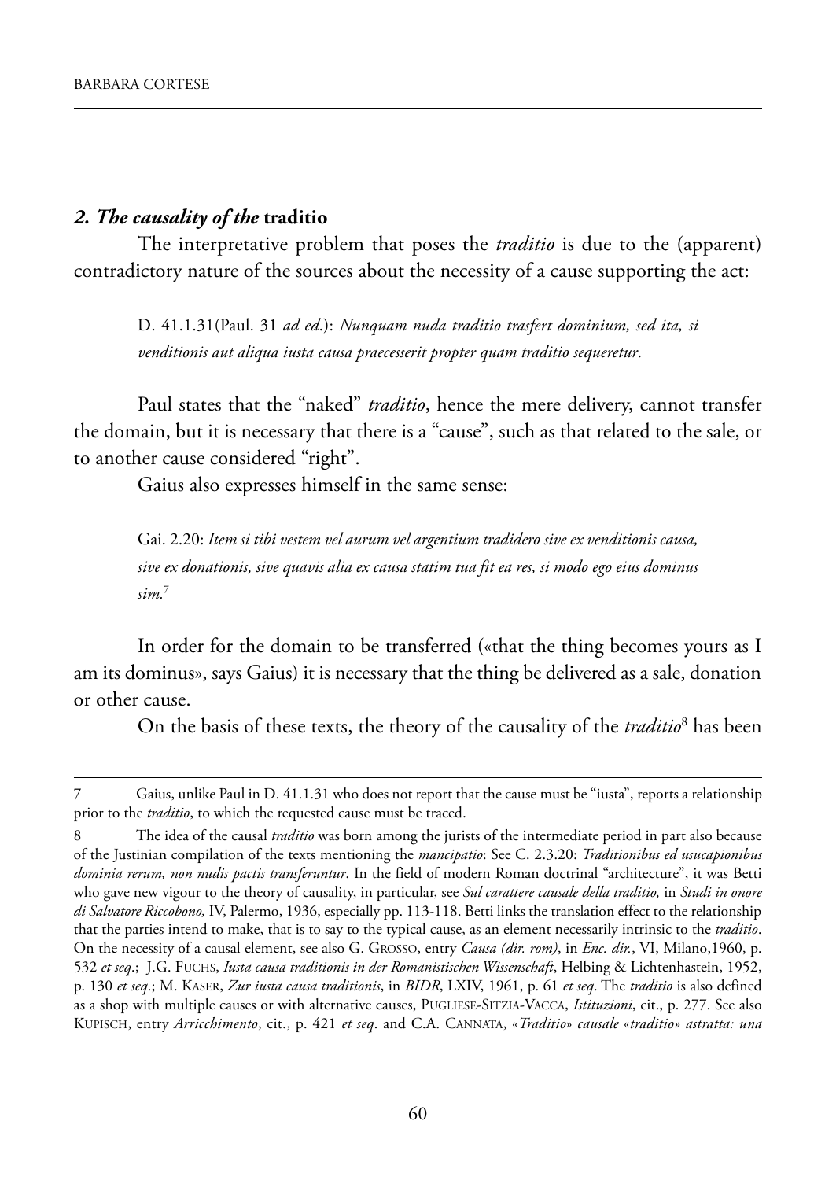## *2. The causality of the* **traditio**

The interpretative problem that poses the *traditio* is due to the (apparent) contradictory nature of the sources about the necessity of a cause supporting the act:

> D. 41.1.31(Paul. 31 *ad ed*.): *Nunquam nuda traditio trasfert dominium, sed ita, si venditionis aut aliqua iusta causa praecesserit propter quam traditio sequeretur*.

Paul states that the "naked" *traditio*, hence the mere delivery, cannot transfer the domain, but it is necessary that there is a "cause", such as that related to the sale, or to another cause considered "right".

Gaius also expresses himself in the same sense:

> Gai. 2.20: *Item si tibi vestem vel aurum vel argentium tradidero sive ex venditionis causa, sive ex donationis, sive quavis alia ex causa statim tua fit ea res, si modo ego eius dominus sim.*[7]

In order for the domain to be transferred («that the thing becomes yours as I am its dominus», says Gaius) it is necessary that the thing be delivered as a sale, donation or other cause.

On the basis of these texts, the theory of the causality of the *traditio*[8] has been

---

7 Gaius, unlike Paul in D. 41.1.31 who does not report that the cause must be "iusta", reports a relationship prior to the *traditio*, to which the requested cause must be traced.

8 The idea of the causal *traditio* was born among the jurists of the intermediate period in part also because of the Justinian compilation of the texts mentioning the *mancipatio*: See C. 2.3.20: *Traditionibus ed usucapionibus dominia rerum, non nudis pactis transferuntur*. In the field of modern Roman doctrinal "architecture", it was Betti who gave new vigour to the theory of causality, in particular, see *Sul carattere causale della traditio,* in *Studi in onore di Salvatore Riccobono,* IV, Palermo, 1936, especially pp. 113-118. Betti links the translation effect to the relationship that the parties intend to make, that is to say to the typical cause, as an element necessarily intrinsic to the *traditio*. On the necessity of a causal element, see also G. GROSSO, entry *Causa (dir. rom)*, in *Enc. dir.*, VI, Milano,1960, p. 532 *et seq*.; J.G. FUCHS, *Iusta causa traditionis in der Romanistischen Wissenschaft*, Helbing & Lichtenhastein, 1952, p. 130 *et seq*.; M. KASER, *Zur iusta causa traditionis*, in *BIDR*, LXIV, 1961, p. 61 *et seq*. The *traditio* is also defined as a shop with multiple causes or with alternative causes, PUGLIESE-SITZIA-VACCA, *Istituzioni*, cit., p. 277. See also KUPISCH, entry *Arricchimento*, cit., p. 421 *et seq*. and C.A. CANNATA, «*Traditio*» *causale* «*traditio*» *astratta: una*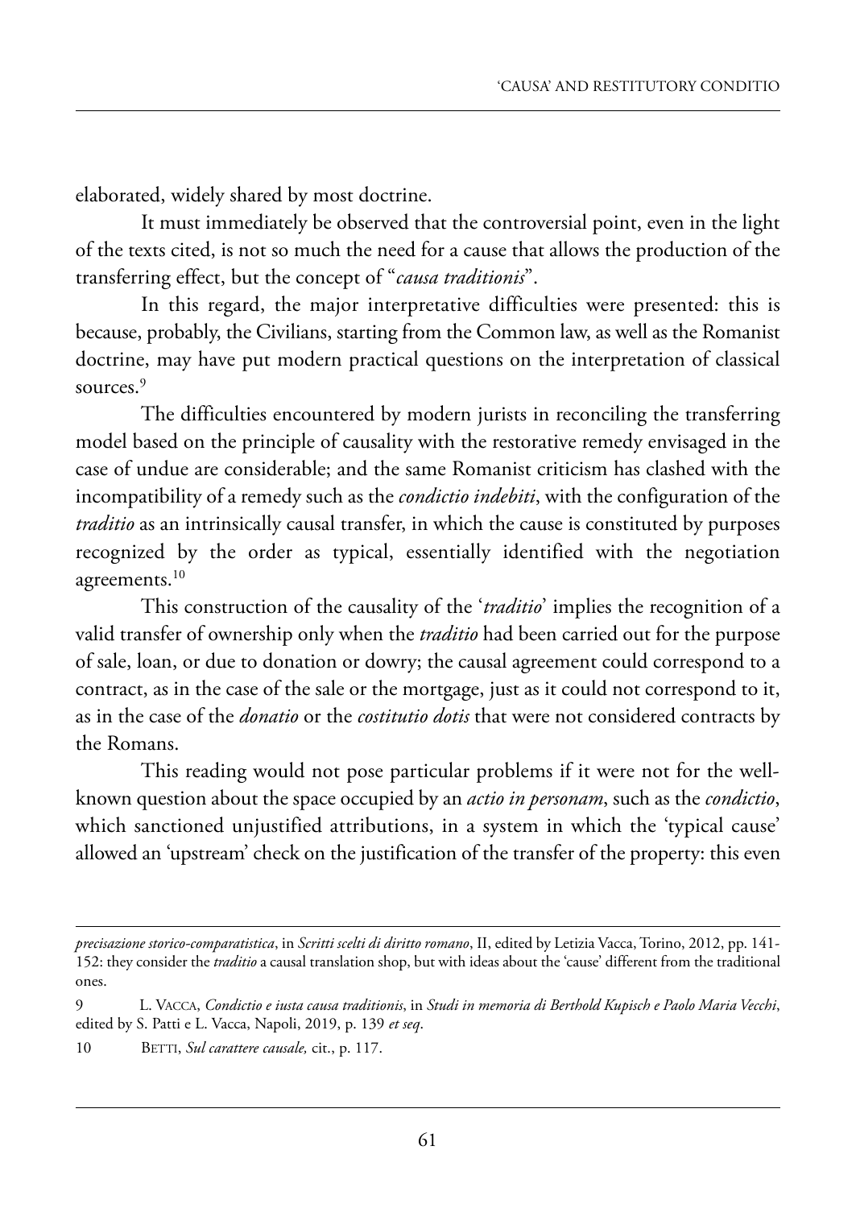elaborated, widely shared by most doctrine.

It must immediately be observed that the controversial point, even in the light of the texts cited, is not so much the need for a cause that allows the production of the transferring effect, but the concept of "*causa traditionis*".

In this regard, the major interpretative difficulties were presented: this is because, probably, the Civilians, starting from the Common law, as well as the Romanist doctrine, may have put modern practical questions on the interpretation of classical sources.[9]

The difficulties encountered by modern jurists in reconciling the transferring model based on the principle of causality with the restorative remedy envisaged in the case of undue are considerable; and the same Romanist criticism has clashed with the incompatibility of a remedy such as the *condictio indebiti*, with the configuration of the *traditio* as an intrinsically causal transfer, in which the cause is constituted by purposes recognized by the order as typical, essentially identified with the negotiation agreements.[10]

This construction of the causality of the '*traditio*' implies the recognition of a valid transfer of ownership only when the *traditio* had been carried out for the purpose of sale, loan, or due to donation or dowry; the causal agreement could correspond to a contract, as in the case of the sale or the mortgage, just as it could not correspond to it, as in the case of the *donatio* or the *costitutio dotis* that were not considered contracts by the Romans.

This reading would not pose particular problems if it were not for the well-known question about the space occupied by an *actio in personam*, such as the *condictio*, which sanctioned unjustified attributions, in a system in which the 'typical cause' allowed an 'upstream' check on the justification of the transfer of the property: this even

---

*precisazione storico-comparatistica*, in *Scritti scelti di diritto romano*, II, edited by Letizia Vacca, Torino, 2012, pp. 141-152: they consider the *traditio* a causal translation shop, but with ideas about the 'cause' different from the traditional ones.

9 L. Vacca, *Condictio e iusta causa traditionis*, in *Studi in memoria di Berthold Kupisch e Paolo Maria Vecchi*, edited by S. Patti e L. Vacca, Napoli, 2019, p. 139 *et seq*.

10 Betti, *Sul carattere causale,* cit., p. 117.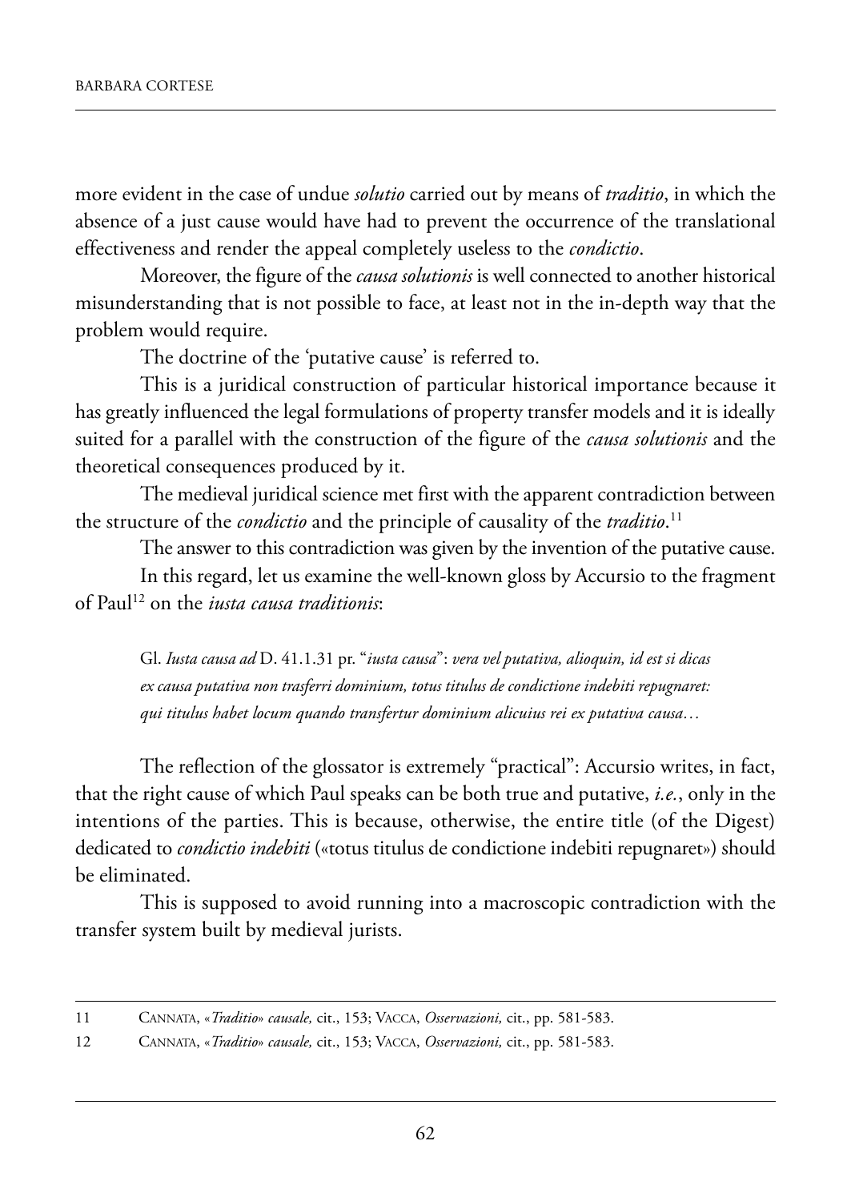more evident in the case of undue *solutio* carried out by means of *traditio*, in which the absence of a just cause would have had to prevent the occurrence of the translational effectiveness and render the appeal completely useless to the *condictio*.

Moreover, the figure of the *causa solutionis* is well connected to another historical misunderstanding that is not possible to face, at least not in the in-depth way that the problem would require.

The doctrine of the 'putative cause' is referred to.

This is a juridical construction of particular historical importance because it has greatly influenced the legal formulations of property transfer models and it is ideally suited for a parallel with the construction of the figure of the *causa solutionis* and the theoretical consequences produced by it.

The medieval juridical science met first with the apparent contradiction between the structure of the *condictio* and the principle of causality of the *traditio*.[11]

The answer to this contradiction was given by the invention of the putative cause.

In this regard, let us examine the well-known gloss by Accursio to the fragment of Paul[12] on the *iusta causa traditionis*:

> Gl. *Iusta causa ad* D. 41.1.31 pr. "*iusta causa*": *vera vel putativa, alioquin, id est si dicas ex causa putativa non trasferri dominium, totus titulus de condictione indebiti repugnaret: qui titulus habet locum quando transfertur dominium alicuius rei ex putativa causa…*

The reflection of the glossator is extremely "practical": Accursio writes, in fact, that the right cause of which Paul speaks can be both true and putative, *i.e.*, only in the intentions of the parties. This is because, otherwise, the entire title (of the Digest) dedicated to *condictio indebiti* («totus titulus de condictione indebiti repugnaret») should be eliminated.

This is supposed to avoid running into a macroscopic contradiction with the transfer system built by medieval jurists.

---

11 Cannata, «*Traditio*» *causale,* cit., 153; Vacca, *Osservazioni,* cit., pp. 581-583.

12 Cannata, «*Traditio*» *causale,* cit., 153; Vacca, *Osservazioni,* cit., pp. 581-583.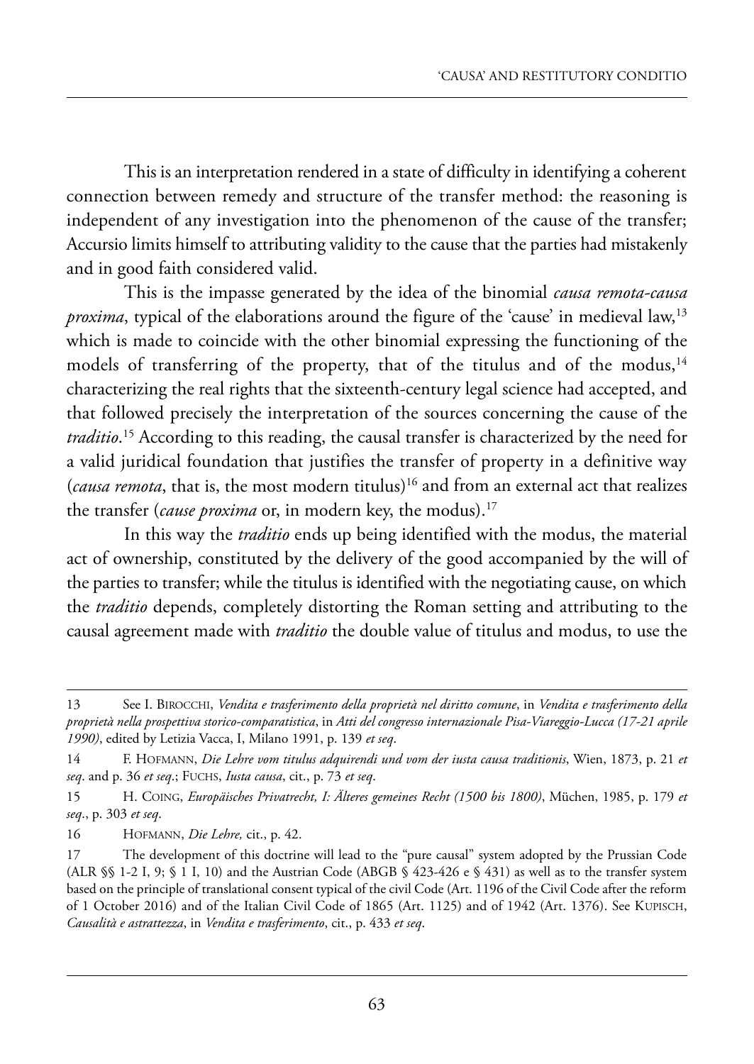This is an interpretation rendered in a state of difficulty in identifying a coherent connection between remedy and structure of the transfer method: the reasoning is independent of any investigation into the phenomenon of the cause of the transfer; Accursio limits himself to attributing validity to the cause that the parties had mistakenly and in good faith considered valid.

This is the impasse generated by the idea of the binomial *causa remota-causa proxima*, typical of the elaborations around the figure of the 'cause' in medieval law,[13] which is made to coincide with the other binomial expressing the functioning of the models of transferring of the property, that of the titulus and of the modus,[14] characterizing the real rights that the sixteenth-century legal science had accepted, and that followed precisely the interpretation of the sources concerning the cause of the *traditio*.[15] According to this reading, the causal transfer is characterized by the need for a valid juridical foundation that justifies the transfer of property in a definitive way (*causa remota*, that is, the most modern titulus)[16] and from an external act that realizes the transfer (*cause proxima* or, in modern key, the modus).[17]

In this way the *traditio* ends up being identified with the modus, the material act of ownership, constituted by the delivery of the good accompanied by the will of the parties to transfer; while the titulus is identified with the negotiating cause, on which the *traditio* depends, completely distorting the Roman setting and attributing to the causal agreement made with *traditio* the double value of titulus and modus, to use the

---

13 See I. Birocchi, *Vendita e trasferimento della proprietà nel diritto comune*, in *Vendita e trasferimento della proprietà nella prospettiva storico-comparatistica*, in *Atti del congresso internazionale Pisa-Viareggio-Lucca (17-21 aprile 1990)*, edited by Letizia Vacca, I, Milano 1991, p. 139 *et seq*.

14 F. Hofmann, *Die Lehre vom titulus adquirendi und vom der iusta causa traditionis*, Wien, 1873, p. 21 *et seq*. and p. 36 *et seq*.; Fuchs, *Iusta causa*, cit., p. 73 *et seq*.

15 H. Coing, *Europäisches Privatrecht, I: Älteres gemeines Recht (1500 bis 1800)*, Müchen, 1985, p. 179 *et seq*., p. 303 *et seq*.

16 Hofmann, *Die Lehre,* cit., p. 42.

17 The development of this doctrine will lead to the "pure causal" system adopted by the Prussian Code (ALR §§ 1-2 I, 9; § 1 I, 10) and the Austrian Code (ABGB § 423-426 e § 431) as well as to the transfer system based on the principle of translational consent typical of the civil Code (Art. 1196 of the Civil Code after the reform of 1 October 2016) and of the Italian Civil Code of 1865 (Art. 1125) and of 1942 (Art. 1376). See Kupisch, *Causalità e astrattezza*, in *Vendita e trasferimento*, cit., p. 433 *et seq*.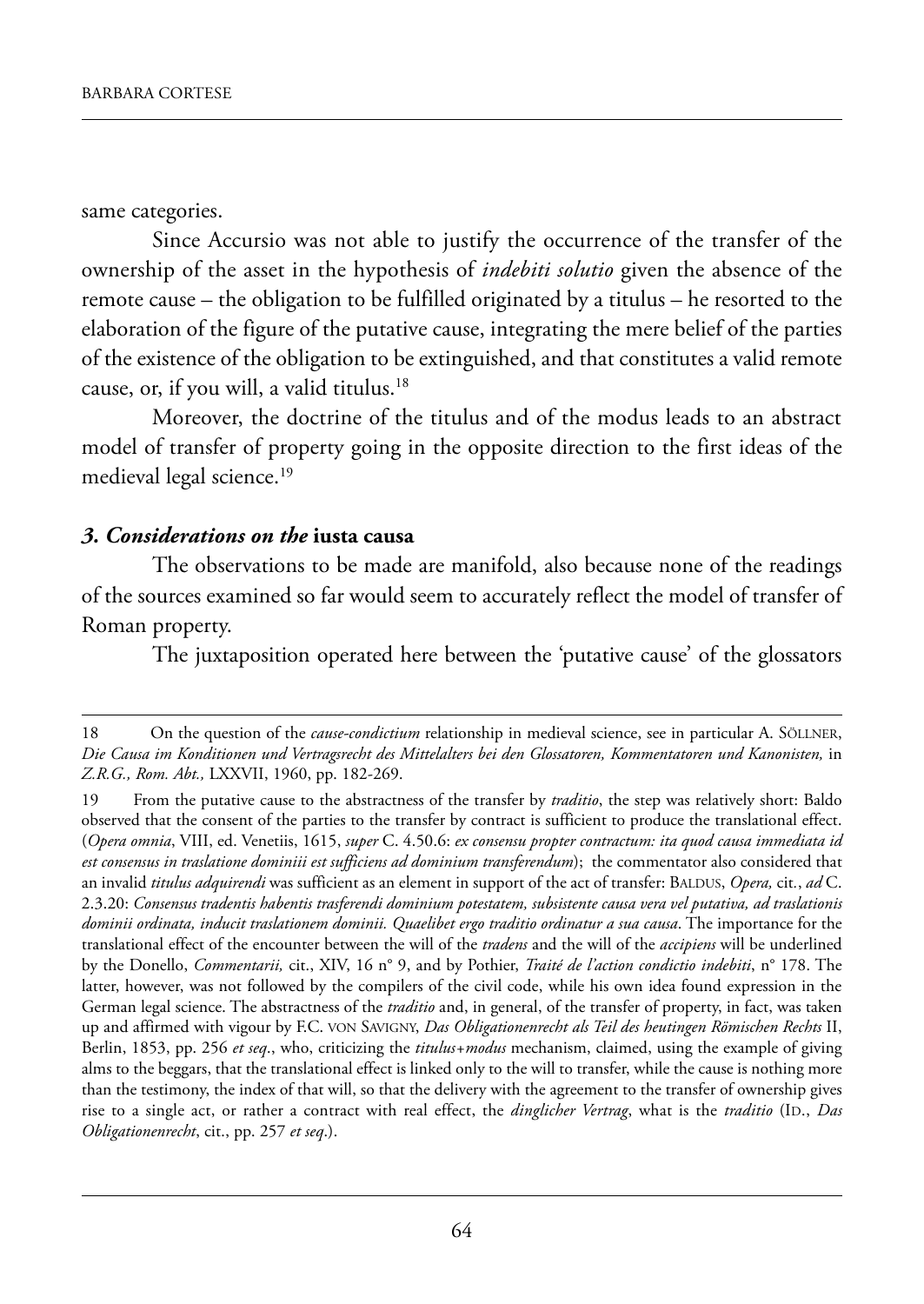same categories.

Since Accursio was not able to justify the occurrence of the transfer of the ownership of the asset in the hypothesis of *indebiti solutio* given the absence of the remote cause – the obligation to be fulfilled originated by a titulus – he resorted to the elaboration of the figure of the putative cause, integrating the mere belief of the parties of the existence of the obligation to be extinguished, and that constitutes a valid remote cause, or, if you will, a valid titulus.[18]

Moreover, the doctrine of the titulus and of the modus leads to an abstract model of transfer of property going in the opposite direction to the first ideas of the medieval legal science.[19]

### *3. Considerations on the* **iusta causa**

The observations to be made are manifold, also because none of the readings of the sources examined so far would seem to accurately reflect the model of transfer of Roman property.

The juxtaposition operated here between the 'putative cause' of the glossators

---

18 On the question of the *cause-condictium* relationship in medieval science, see in particular A. SÖLLNER, *Die Causa im Konditionen und Vertragsrecht des Mittelalters bei den Glossatoren, Kommentatoren und Kanonisten,* in *Z.R.G., Rom. Abt.,* LXXVII, 1960, pp. 182-269.

19 From the putative cause to the abstractness of the transfer by *traditio*, the step was relatively short: Baldo observed that the consent of the parties to the transfer by contract is sufficient to produce the translational effect. (*Opera omnia*, VIII, ed. Venetiis, 1615, *super* C. 4.50.6: *ex consensu propter contractum: ita quod causa immediata id est consensus in traslatione dominiii est sufficiens ad dominium transferendum*); the commentator also considered that an invalid *titulus adquirendi* was sufficient as an element in support of the act of transfer: BALDUS, *Opera,* cit., *ad* C. 2.3.20: *Consensus tradentis habentis trasferendi dominium potestatem, subsistente causa vera vel putativa, ad traslationis dominii ordinata, inducit traslationem dominii. Quaelibet ergo traditio ordinatur a sua causa*. The importance for the translational effect of the encounter between the will of the *tradens* and the will of the *accipiens* will be underlined by the Donello, *Commentarii,* cit., XIV, 16 n° 9, and by Pothier, *Traité de l'action condictio indebiti*, n° 178. The latter, however, was not followed by the compilers of the civil code, while his own idea found expression in the German legal science. The abstractness of the *traditio* and, in general, of the transfer of property, in fact, was taken up and affirmed with vigour by F.C. VON SAVIGNY, *Das Obligationenrecht als Teil des heutingen Römischen Rechts* II, Berlin, 1853, pp. 256 *et seq*., who, criticizing the *titulus+modus* mechanism, claimed, using the example of giving alms to the beggars, that the translational effect is linked only to the will to transfer, while the cause is nothing more than the testimony, the index of that will, so that the delivery with the agreement to the transfer of ownership gives rise to a single act, or rather a contract with real effect, the *dinglicher Vertrag*, what is the *traditio* (ID., *Das Obligationenrecht*, cit., pp. 257 *et seq*.).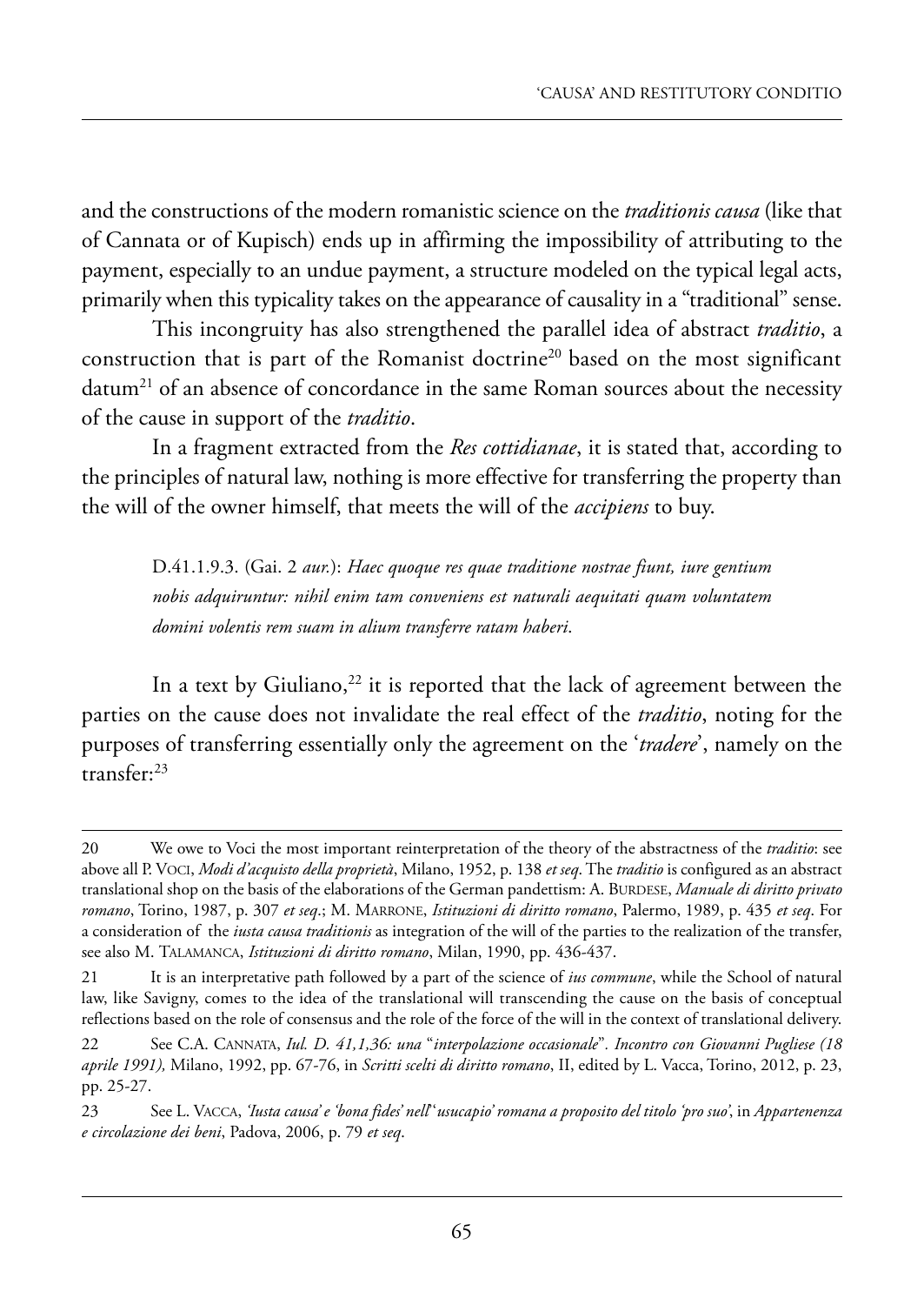and the constructions of the modern romanistic science on the *traditionis causa* (like that of Cannata or of Kupisch) ends up in affirming the impossibility of attributing to the payment, especially to an undue payment, a structure modeled on the typical legal acts, primarily when this typicality takes on the appearance of causality in a "traditional" sense.

This incongruity has also strengthened the parallel idea of abstract *traditio*, a construction that is part of the Romanist doctrine[20] based on the most significant datum[21] of an absence of concordance in the same Roman sources about the necessity of the cause in support of the *traditio*.

In a fragment extracted from the *Res cottidianae*, it is stated that, according to the principles of natural law, nothing is more effective for transferring the property than the will of the owner himself, that meets the will of the *accipiens* to buy.

> D.41.1.9.3. (Gai. 2 *aur.*): *Haec quoque res quae traditione nostrae fiunt, iure gentium nobis adquiruntur: nihil enim tam conveniens est naturali aequitati quam voluntatem domini volentis rem suam in alium transferre ratam haberi*.

In a text by Giuliano,[22] it is reported that the lack of agreement between the parties on the cause does not invalidate the real effect of the *traditio*, noting for the purposes of transferring essentially only the agreement on the '*tradere*', namely on the transfer:[23]

---

20 We owe to Voci the most important reinterpretation of the theory of the abstractness of the *traditio*: see above all P. VOCI, *Modi d'acquisto della proprietà*, Milano, 1952, p. 138 *et seq*. The *traditio* is configured as an abstract translational shop on the basis of the elaborations of the German pandettism: A. BURDESE, *Manuale di diritto privato romano*, Torino, 1987, p. 307 *et seq*.; M. MARRONE, *Istituzioni di diritto romano*, Palermo, 1989, p. 435 *et seq*. For a consideration of the *iusta causa traditionis* as integration of the will of the parties to the realization of the transfer, see also M. TALAMANCA, *Istituzioni di diritto romano*, Milan, 1990, pp. 436-437.

21 It is an interpretative path followed by a part of the science of *ius commune*, while the School of natural law, like Savigny, comes to the idea of the translational will transcending the cause on the basis of conceptual reflections based on the role of consensus and the role of the force of the will in the context of translational delivery.

22 See C.A. CANNATA, *Iul. D. 41,1,36: una "interpolazione occasionale". Incontro con Giovanni Pugliese (18 aprile 1991),* Milano, 1992, pp. 67-76, in *Scritti scelti di diritto romano*, II, edited by L. Vacca, Torino, 2012, p. 23, pp. 25-27.

23 See L. VACCA, *'Iusta causa' e 'bona fides' nell' 'usucapio' romana a proposito del titolo 'pro suo'*, in *Appartenenza e circolazione dei beni*, Padova, 2006, p. 79 *et seq*.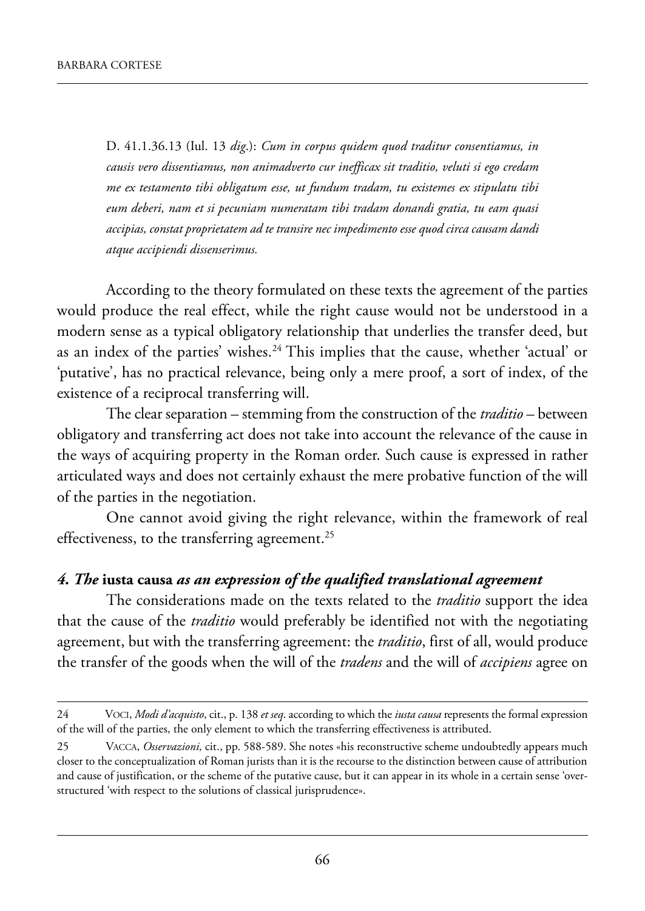D. 41.1.36.13 (Iul. 13 *dig.*): *Cum in corpus quidem quod traditur consentiamus, in causis vero dissentiamus, non animadverto cur inefficax sit traditio, veluti si ego credam me ex testamento tibi obligatum esse, ut fundum tradam, tu existemes ex stipulatu tibi eum deberi, nam et si pecuniam numeratam tibi tradam donandi gratia, tu eam quasi accipias, constat proprietatem ad te transire nec impedimento esse quod circa causam dandi atque accipiendi dissenserimus.*

According to the theory formulated on these texts the agreement of the parties would produce the real effect, while the right cause would not be understood in a modern sense as a typical obligatory relationship that underlies the transfer deed, but as an index of the parties' wishes.[24] This implies that the cause, whether 'actual' or 'putative', has no practical relevance, being only a mere proof, a sort of index, of the existence of a reciprocal transferring will.

The clear separation – stemming from the construction of the *traditio* – between obligatory and transferring act does not take into account the relevance of the cause in the ways of acquiring property in the Roman order. Such cause is expressed in rather articulated ways and does not certainly exhaust the mere probative function of the will of the parties in the negotiation.

One cannot avoid giving the right relevance, within the framework of real effectiveness, to the transferring agreement.[25]

## *4. The* **iusta causa** *as an expression of the qualified translational agreement*

The considerations made on the texts related to the *traditio* support the idea that the cause of the *traditio* would preferably be identified not with the negotiating agreement, but with the transferring agreement: the *traditio*, first of all, would produce the transfer of the goods when the will of the *tradens* and the will of *accipiens* agree on

24 Voci, *Modi d'acquisto*, cit., p. 138 *et seq*. according to which the *iusta causa* represents the formal expression of the will of the parties, the only element to which the transferring effectiveness is attributed.

25 Vacca, *Osservazioni,* cit., pp. 588-589. She notes «his reconstructive scheme undoubtedly appears much closer to the conceptualization of Roman jurists than it is the recourse to the distinction between cause of attribution and cause of justification, or the scheme of the putative cause, but it can appear in its whole in a certain sense 'over-structured 'with respect to the solutions of classical jurisprudence».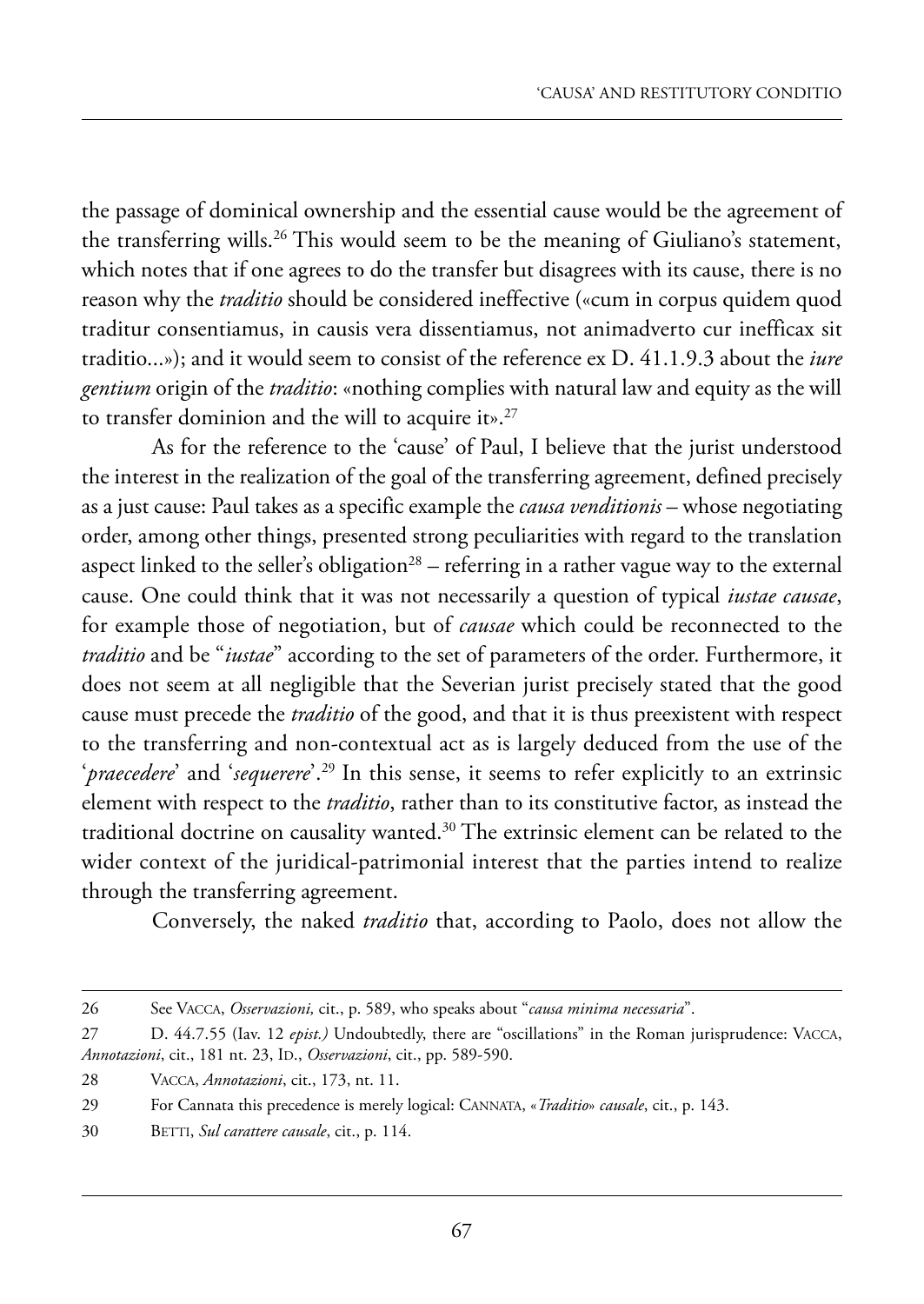the passage of dominical ownership and the essential cause would be the agreement of the transferring wills.[26] This would seem to be the meaning of Giuliano's statement, which notes that if one agrees to do the transfer but disagrees with its cause, there is no reason why the *traditio* should be considered ineffective («cum in corpus quidem quod traditur consentiamus, in causis vera dissentiamus, not animadverto cur inefficax sit traditio...»); and it would seem to consist of the reference ex D. 41.1.9.3 about the *iure gentium* origin of the *traditio*: «nothing complies with natural law and equity as the will to transfer dominion and the will to acquire it».[27]

As for the reference to the 'cause' of Paul, I believe that the jurist understood the interest in the realization of the goal of the transferring agreement, defined precisely as a just cause: Paul takes as a specific example the *causa venditionis* – whose negotiating order, among other things, presented strong peculiarities with regard to the translation aspect linked to the seller's obligation[28] – referring in a rather vague way to the external cause. One could think that it was not necessarily a question of typical *iustae causae*, for example those of negotiation, but of *causae* which could be reconnected to the *traditio* and be "*iustae*" according to the set of parameters of the order. Furthermore, it does not seem at all negligible that the Severian jurist precisely stated that the good cause must precede the *traditio* of the good, and that it is thus preexistent with respect to the transferring and non-contextual act as is largely deduced from the use of the '*praecedere*' and '*sequerere*'.[29] In this sense, it seems to refer explicitly to an extrinsic element with respect to the *traditio*, rather than to its constitutive factor, as instead the traditional doctrine on causality wanted.[30] The extrinsic element can be related to the wider context of the juridical-patrimonial interest that the parties intend to realize through the transferring agreement.

Conversely, the naked *traditio* that, according to Paolo, does not allow the

---

26 See Vacca, *Osservazioni,* cit., p. 589, who speaks about "*causa minima necessaria*".

27 D. 44.7.55 (Iav. 12 *epist.)* Undoubtedly, there are "oscillations" in the Roman jurisprudence: Vacca, *Annotazioni*, cit., 181 nt. 23, Id., *Osservazioni*, cit., pp. 589-590.

28 Vacca, *Annotazioni*, cit., 173, nt. 11.

29 For Cannata this precedence is merely logical: Cannata, «*Traditio*» *causale*, cit., p. 143.

30 Betti, *Sul carattere causale*, cit., p. 114.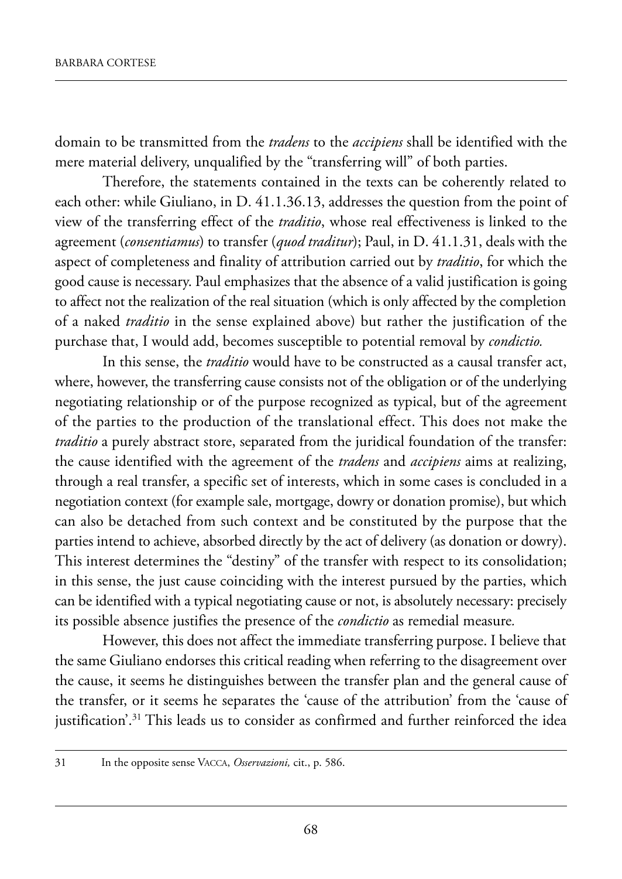domain to be transmitted from the *tradens* to the *accipiens* shall be identified with the mere material delivery, unqualified by the "transferring will" of both parties.

Therefore, the statements contained in the texts can be coherently related to each other: while Giuliano, in D. 41.1.36.13, addresses the question from the point of view of the transferring effect of the *traditio*, whose real effectiveness is linked to the agreement (*consentiamus*) to transfer (*quod traditur*); Paul, in D. 41.1.31, deals with the aspect of completeness and finality of attribution carried out by *traditio*, for which the good cause is necessary. Paul emphasizes that the absence of a valid justification is going to affect not the realization of the real situation (which is only affected by the completion of a naked *traditio* in the sense explained above) but rather the justification of the purchase that, I would add, becomes susceptible to potential removal by *condictio.*

In this sense, the *traditio* would have to be constructed as a causal transfer act, where, however, the transferring cause consists not of the obligation or of the underlying negotiating relationship or of the purpose recognized as typical, but of the agreement of the parties to the production of the translational effect. This does not make the *traditio* a purely abstract store, separated from the juridical foundation of the transfer: the cause identified with the agreement of the *tradens* and *accipiens* aims at realizing, through a real transfer, a specific set of interests, which in some cases is concluded in a negotiation context (for example sale, mortgage, dowry or donation promise), but which can also be detached from such context and be constituted by the purpose that the parties intend to achieve, absorbed directly by the act of delivery (as donation or dowry). This interest determines the "destiny" of the transfer with respect to its consolidation; in this sense, the just cause coinciding with the interest pursued by the parties, which can be identified with a typical negotiating cause or not, is absolutely necessary: precisely its possible absence justifies the presence of the *condictio* as remedial measure*.*

However, this does not affect the immediate transferring purpose. I believe that the same Giuliano endorses this critical reading when referring to the disagreement over the cause, it seems he distinguishes between the transfer plan and the general cause of the transfer, or it seems he separates the 'cause of the attribution' from the 'cause of justification'.[31] This leads us to consider as confirmed and further reinforced the idea

---

31 In the opposite sense VACCA, *Osservazioni,* cit., p. 586.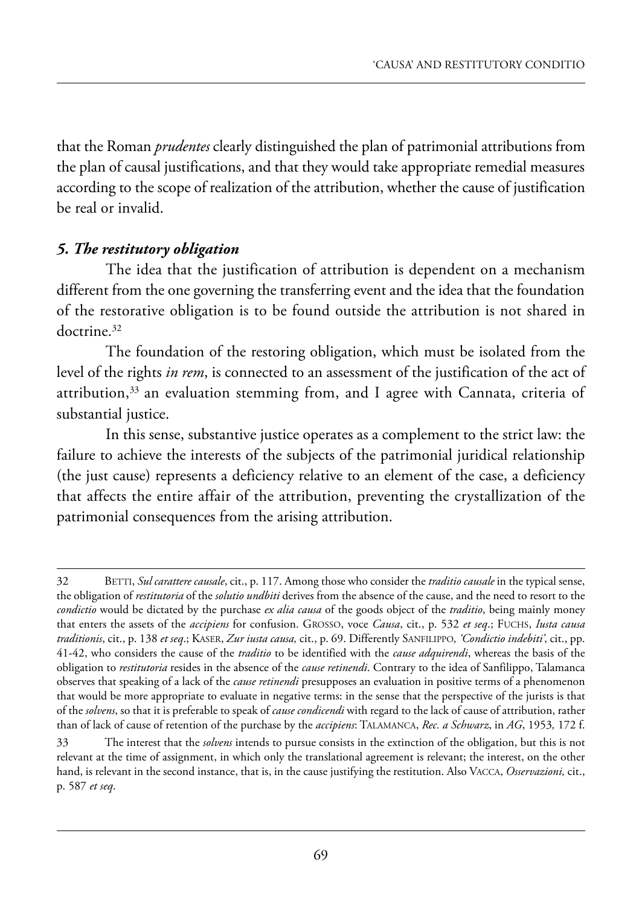that the Roman *prudentes* clearly distinguished the plan of patrimonial attributions from the plan of causal justifications, and that they would take appropriate remedial measures according to the scope of realization of the attribution, whether the cause of justification be real or invalid.

### *5. The restitutory obligation*

The idea that the justification of attribution is dependent on a mechanism different from the one governing the transferring event and the idea that the foundation of the restorative obligation is to be found outside the attribution is not shared in doctrine.[32]

The foundation of the restoring obligation, which must be isolated from the level of the rights *in rem*, is connected to an assessment of the justification of the act of attribution,[33] an evaluation stemming from, and I agree with Cannata, criteria of substantial justice.

In this sense, substantive justice operates as a complement to the strict law: the failure to achieve the interests of the subjects of the patrimonial juridical relationship (the just cause) represents a deficiency relative to an element of the case, a deficiency that affects the entire affair of the attribution, preventing the crystallization of the patrimonial consequences from the arising attribution.

---

32 BETTI, *Sul carattere causale*, cit., p. 117. Among those who consider the *traditio causale* in the typical sense, the obligation of *restitutoria* of the *solutio undbiti* derives from the absence of the cause, and the need to resort to the *condictio* would be dictated by the purchase *ex alia causa* of the goods object of the *traditio*, being mainly money that enters the assets of the *accipiens* for confusion. GROSSO, voce *Causa*, cit., p. 532 *et seq*.; FUCHS, *Iusta causa traditionis*, cit., p. 138 *et seq*.; KASER, *Zur iusta causa,* cit., p. 69. Differently SANFILIPPO, *'Condictio indebiti'*, cit., pp. 41-42, who considers the cause of the *traditio* to be identified with the *cause adquirendi*, whereas the basis of the obligation to *restitutoria* resides in the absence of the *cause retinendi*. Contrary to the idea of Sanfilippo, Talamanca observes that speaking of a lack of the *cause retinendi* presupposes an evaluation in positive terms of a phenomenon that would be more appropriate to evaluate in negative terms: in the sense that the perspective of the jurists is that of the *solvens*, so that it is preferable to speak of *cause condicendi* with regard to the lack of cause of attribution, rather than of lack of cause of retention of the purchase by the *accipiens*: TALAMANCA, *Rec. a Schwarz*, in *AG*, 1953*,* 172 f.

33 The interest that the *solvens* intends to pursue consists in the extinction of the obligation, but this is not relevant at the time of assignment, in which only the translational agreement is relevant; the interest, on the other hand, is relevant in the second instance, that is, in the cause justifying the restitution. Also VACCA, *Osservazioni,* cit., p. 587 *et seq*.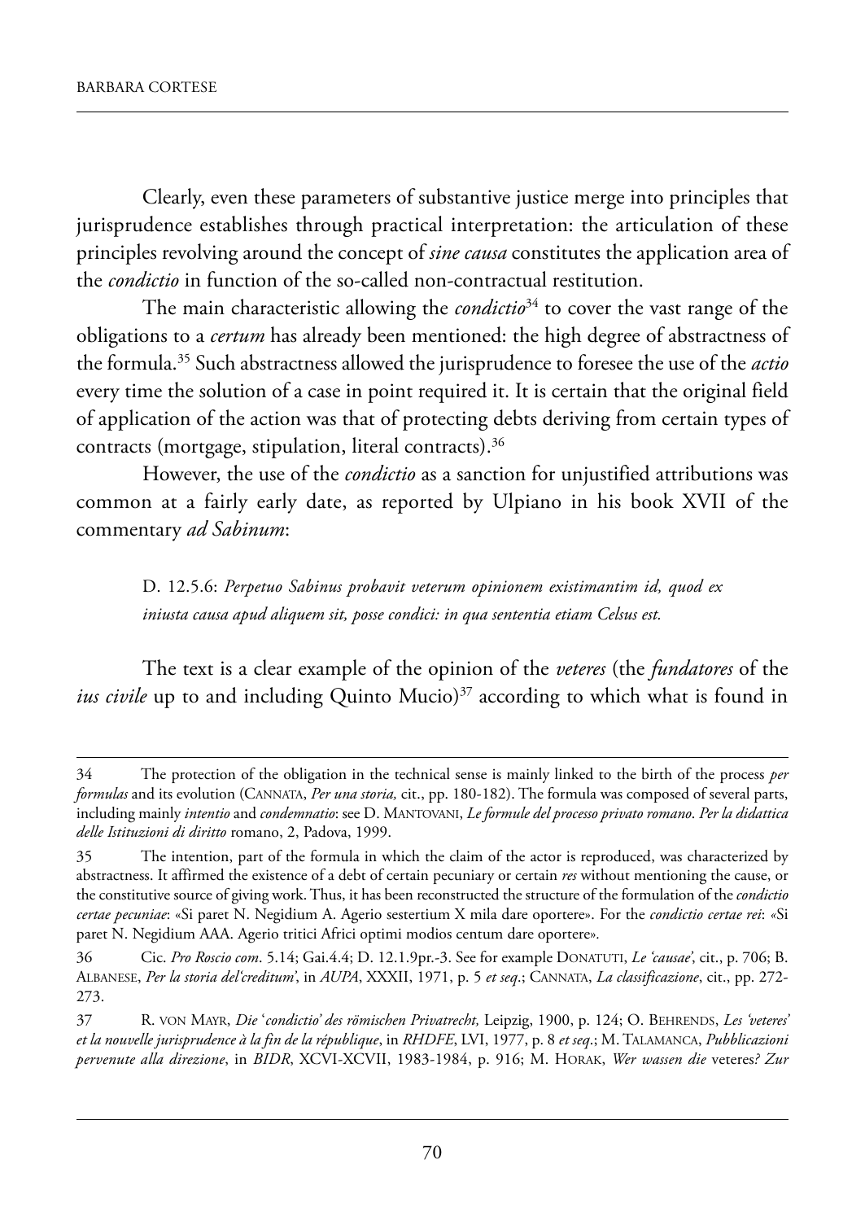Clearly, even these parameters of substantive justice merge into principles that jurisprudence establishes through practical interpretation: the articulation of these principles revolving around the concept of *sine causa* constitutes the application area of the *condictio* in function of the so-called non-contractual restitution.

The main characteristic allowing the *condictio*[34] to cover the vast range of the obligations to a *certum* has already been mentioned: the high degree of abstractness of the formula.[35] Such abstractness allowed the jurisprudence to foresee the use of the *actio* every time the solution of a case in point required it. It is certain that the original field of application of the action was that of protecting debts deriving from certain types of contracts (mortgage, stipulation, literal contracts).[36]

However, the use of the *condictio* as a sanction for unjustified attributions was common at a fairly early date, as reported by Ulpiano in his book XVII of the commentary *ad Sabinum*:

> D. 12.5.6: *Perpetuo Sabinus probavit veterum opinionem existimantim id, quod ex iniusta causa apud aliquem sit, posse condici: in qua sententia etiam Celsus est.*

The text is a clear example of the opinion of the *veteres* (the *fundatores* of the *ius civile* up to and including Quinto Mucio)[37] according to which what is found in

---

34 The protection of the obligation in the technical sense is mainly linked to the birth of the process *per formulas* and its evolution (CANNATA, *Per una storia,* cit., pp. 180-182). The formula was composed of several parts, including mainly *intentio* and *condemnatio*: see D. MANTOVANI, *Le formule del processo privato romano*. *Per la didattica delle Istituzioni di diritto* romano, 2, Padova, 1999.

35 The intention, part of the formula in which the claim of the actor is reproduced, was characterized by abstractness. It affirmed the existence of a debt of certain pecuniary or certain *res* without mentioning the cause, or the constitutive source of giving work. Thus, it has been reconstructed the structure of the formulation of the *condictio certae pecuniae*: «Si paret N. Negidium A. Agerio sestertium X mila dare oportere». For the *condictio certae rei*: «Si paret N. Negidium AAA. Agerio tritici Africi optimi modios centum dare oportere».

36 Cic. *Pro Roscio com*. 5.14; Gai.4.4; D. 12.1.9pr.-3. See for example DONATUTI, *Le 'causae'*, cit., p. 706; B. ALBANESE, *Per la storia del'creditum'*, in *AUPA*, XXXII, 1971, p. 5 *et seq*.; CANNATA, *La classificazione*, cit., pp. 272-273.

37 R. VON MAYR, *Die* '*condictio' des römischen Privatrecht,* Leipzig, 1900, p. 124; O. BEHRENDS, *Les 'veteres' et la nouvelle jurisprudence à la fin de la république*, in *RHDFE*, LVI, 1977, p. 8 *et seq*.; M. TALAMANCA, *Pubblicazioni pervenute alla direzione*, in *BIDR*, XCVI-XCVII, 1983-1984, p. 916; M. HORAK, *Wer wassen die* veteres*? Zur*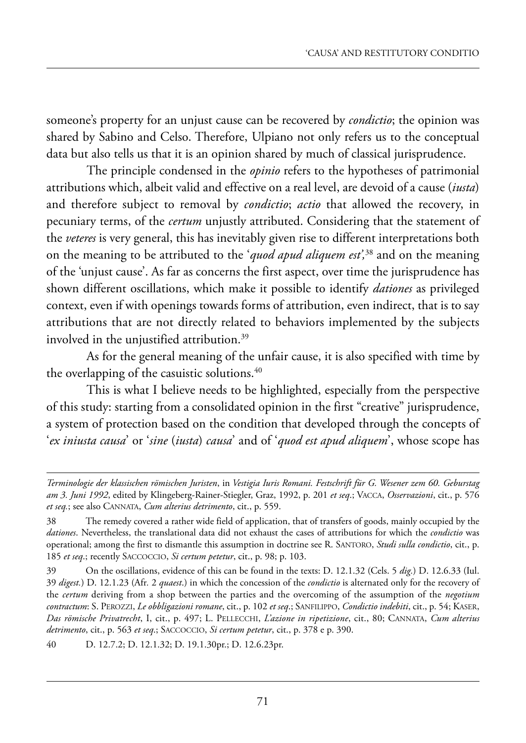someone's property for an unjust cause can be recovered by *condictio*; the opinion was shared by Sabino and Celso. Therefore, Ulpiano not only refers us to the conceptual data but also tells us that it is an opinion shared by much of classical jurisprudence.

The principle condensed in the *opinio* refers to the hypotheses of patrimonial attributions which, albeit valid and effective on a real level, are devoid of a cause (*iusta*) and therefore subject to removal by *condictio*; *actio* that allowed the recovery, in pecuniary terms, of the *certum* unjustly attributed. Considering that the statement of the *veteres* is very general, this has inevitably given rise to different interpretations both on the meaning to be attributed to the '*quod apud aliquem est*',[38] and on the meaning of the 'unjust cause'. As far as concerns the first aspect, over time the jurisprudence has shown different oscillations, which make it possible to identify *dationes* as privileged context, even if with openings towards forms of attribution, even indirect, that is to say attributions that are not directly related to behaviors implemented by the subjects involved in the unjustified attribution.[39]

As for the general meaning of the unfair cause, it is also specified with time by the overlapping of the casuistic solutions.[40]

This is what I believe needs to be highlighted, especially from the perspective of this study: starting from a consolidated opinion in the first "creative" jurisprudence, a system of protection based on the condition that developed through the concepts of '*ex iniusta causa*' or '*sine* (*iusta*) *causa*' and of '*quod est apud aliquem*', whose scope has

---

*Terminologie der klassischen römischen Juristen*, in *Vestigia Iuris Romani. Festschrift für G. Wesener zem 60. Geburstag am 3. Juni 1992*, edited by Klingeberg-Rainer-Stiegler, Graz, 1992, p. 201 *et seq*.; VACCA, *Osservazioni*, cit., p. 576 *et seq.*; see also CANNATA, *Cum alterius detrimento*, cit., p. 559.

38 The remedy covered a rather wide field of application, that of transfers of goods, mainly occupied by the *dationes*. Nevertheless, the translational data did not exhaust the cases of attributions for which the *condictio* was operational; among the first to dismantle this assumption in doctrine see R. SANTORO, *Studi sulla condictio*, cit., p. 185 *et seq*.; recently SACCOCCIO, *Si certum petetur*, cit., p. 98; p. 103.

39 On the oscillations, evidence of this can be found in the texts: D. 12.1.32 (Cels. 5 *dig.*) D. 12.6.33 (Iul. 39 *digest.*) D. 12.1.23 (Afr. 2 *quaest*.) in which the concession of the *condictio* is alternated only for the recovery of the *certum* deriving from a shop between the parties and the overcoming of the assumption of the *negotium contractum*: S. PEROZZI, *Le obbligazioni romane*, cit., p. 102 *et seq*.; SANFILIPPO, *Condictio indebiti*, cit., p. 54; KASER, *Das römische Privatrecht*, I, cit., p. 497; L. PELLECCHI, *L'azione in ripetizione*, cit., 80; CANNATA, *Cum alterius detrimento*, cit., p. 563 *et seq*.; SACCOCCIO, *Si certum petetur*, cit., p. 378 e p. 390.

40 D. 12.7.2; D. 12.1.32; D. 19.1.30pr.; D. 12.6.23pr.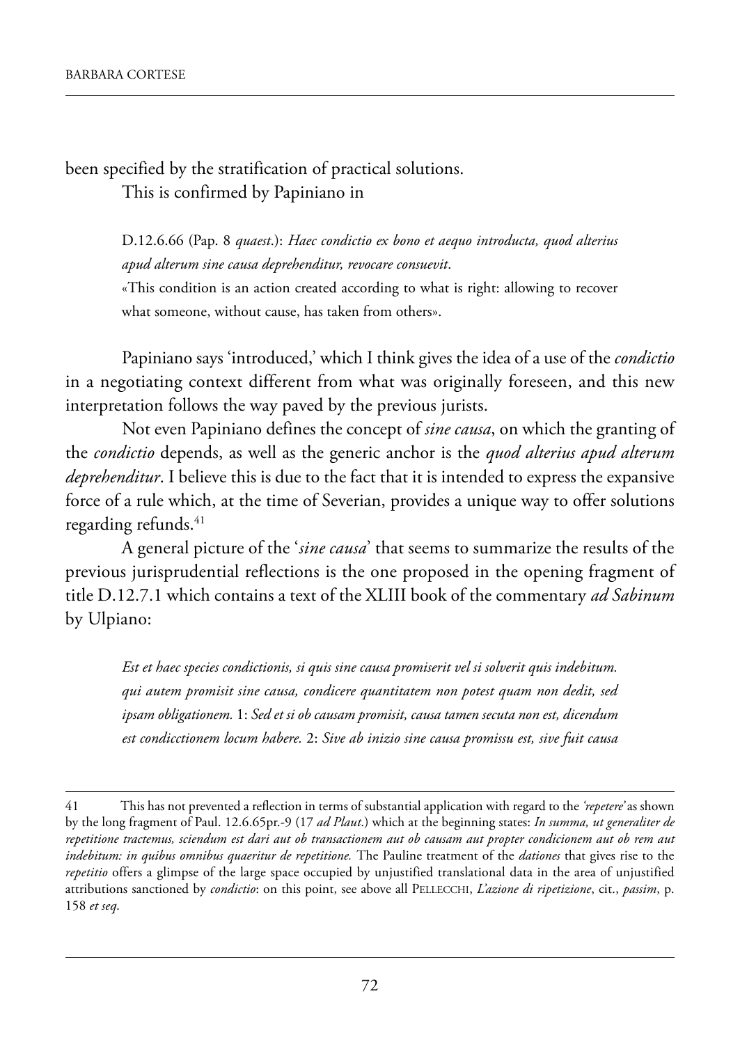been specified by the stratification of practical solutions.

This is confirmed by Papiniano in

> D.12.6.66 (Pap. 8 *quaest*.): *Haec condictio ex bono et aequo introducta, quod alterius apud alterum sine causa deprehenditur, revocare consuevit*.
> «This condition is an action created according to what is right: allowing to recover what someone, without cause, has taken from others».

Papiniano says 'introduced,' which I think gives the idea of a use of the *condictio* in a negotiating context different from what was originally foreseen, and this new interpretation follows the way paved by the previous jurists.

Not even Papiniano defines the concept of *sine causa*, on which the granting of the *condictio* depends, as well as the generic anchor is the *quod alterius apud alterum deprehenditur*. I believe this is due to the fact that it is intended to express the expansive force of a rule which, at the time of Severian, provides a unique way to offer solutions regarding refunds.[41]

A general picture of the '*sine causa*' that seems to summarize the results of the previous jurisprudential reflections is the one proposed in the opening fragment of title D.12.7.1 which contains a text of the XLIII book of the commentary *ad Sabinum* by Ulpiano:

> *Est et haec species condictionis, si quis sine causa promiserit vel si solverit quis indebitum. qui autem promisit sine causa, condicere quantitatem non potest quam non dedit, sed ipsam obligationem.* 1: *Sed et si ob causam promisit, causa tamen secuta non est, dicendum est condicctionem locum habere.* 2: *Sive ab inizio sine causa promissu est, sive fuit causa*

---

41 This has not prevented a reflection in terms of substantial application with regard to the *'repetere'* as shown by the long fragment of Paul. 12.6.65pr.-9 (17 *ad Plaut*.) which at the beginning states: *In summa, ut generaliter de repetitione tractemus, sciendum est dari aut ob transactionem aut ob causam aut propter condicionem aut ob rem aut indebitum: in quibus omnibus quaeritur de repetitione.* The Pauline treatment of the *dationes* that gives rise to the *repetitio* offers a glimpse of the large space occupied by unjustified translational data in the area of unjustified attributions sanctioned by *condictio*: on this point, see above all PELLECCHI, *L'azione di ripetizione*, cit., *passim*, p. 158 *et seq*.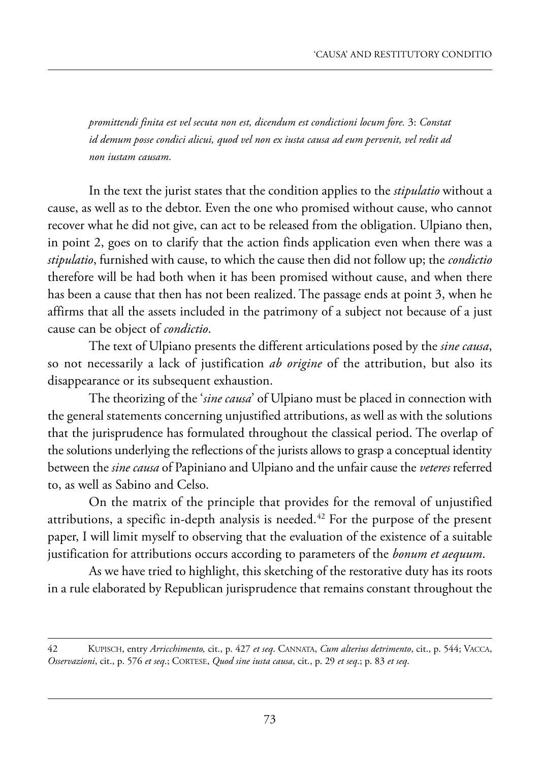*promittendi finita est vel secuta non est, dicendum est condictioni locum fore.* 3: *Constat id demum posse condici alicui, quod vel non ex iusta causa ad eum pervenit, vel redit ad non iustam causam*.

In the text the jurist states that the condition applies to the *stipulatio* without a cause, as well as to the debtor. Even the one who promised without cause, who cannot recover what he did not give, can act to be released from the obligation. Ulpiano then, in point 2, goes on to clarify that the action finds application even when there was a *stipulatio*, furnished with cause, to which the cause then did not follow up; the *condictio* therefore will be had both when it has been promised without cause, and when there has been a cause that then has not been realized. The passage ends at point 3, when he affirms that all the assets included in the patrimony of a subject not because of a just cause can be object of *condictio*.

The text of Ulpiano presents the different articulations posed by the *sine causa*, so not necessarily a lack of justification *ab origine* of the attribution, but also its disappearance or its subsequent exhaustion.

The theorizing of the '*sine causa*' of Ulpiano must be placed in connection with the general statements concerning unjustified attributions, as well as with the solutions that the jurisprudence has formulated throughout the classical period. The overlap of the solutions underlying the reflections of the jurists allows to grasp a conceptual identity between the *sine causa* of Papiniano and Ulpiano and the unfair cause the *veteres* referred to, as well as Sabino and Celso.

On the matrix of the principle that provides for the removal of unjustified attributions, a specific in-depth analysis is needed.[42] For the purpose of the present paper, I will limit myself to observing that the evaluation of the existence of a suitable justification for attributions occurs according to parameters of the *bonum et aequum*.

As we have tried to highlight, this sketching of the restorative duty has its roots in a rule elaborated by Republican jurisprudence that remains constant throughout the

---

42 Kupisch, entry *Arricchimento,* cit., p. 427 *et seq*. Cannata, *Cum alterius detrimento*, cit., p. 544; Vacca, *Osservazioni*, cit., p. 576 *et seq*.; Cortese, *Quod sine iusta causa*, cit., p. 29 *et seq*.; p. 83 *et seq*.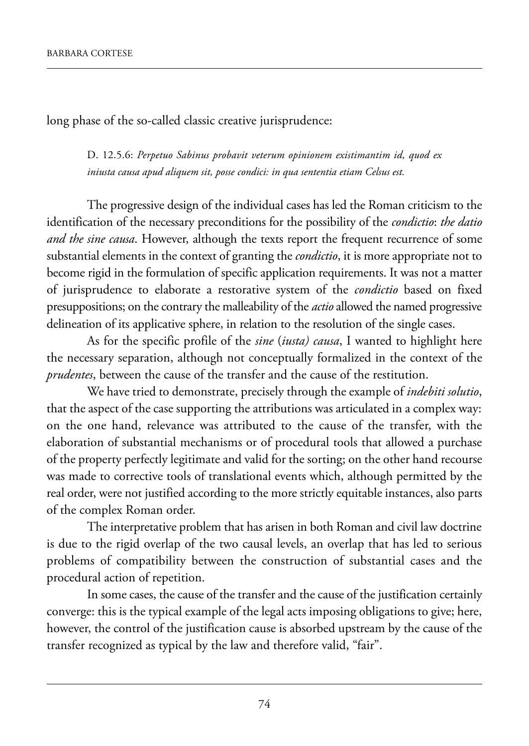long phase of the so-called classic creative jurisprudence:

> D. 12.5.6: *Perpetuo Sabinus probavit veterum opinionem existimantim id, quod ex iniusta causa apud aliquem sit, posse condici: in qua sententia etiam Celsus est.*

The progressive design of the individual cases has led the Roman criticism to the identification of the necessary preconditions for the possibility of the *condictio*: *the datio and the sine causa*. However, although the texts report the frequent recurrence of some substantial elements in the context of granting the *condictio*, it is more appropriate not to become rigid in the formulation of specific application requirements. It was not a matter of jurisprudence to elaborate a restorative system of the *condictio* based on fixed presuppositions; on the contrary the malleability of the *actio* allowed the named progressive delineation of its applicative sphere, in relation to the resolution of the single cases.

As for the specific profile of the *sine* (*iusta) causa*, I wanted to highlight here the necessary separation, although not conceptually formalized in the context of the *prudentes*, between the cause of the transfer and the cause of the restitution.

We have tried to demonstrate, precisely through the example of *indebiti solutio*, that the aspect of the case supporting the attributions was articulated in a complex way: on the one hand, relevance was attributed to the cause of the transfer, with the elaboration of substantial mechanisms or of procedural tools that allowed a purchase of the property perfectly legitimate and valid for the sorting; on the other hand recourse was made to corrective tools of translational events which, although permitted by the real order, were not justified according to the more strictly equitable instances, also parts of the complex Roman order.

The interpretative problem that has arisen in both Roman and civil law doctrine is due to the rigid overlap of the two causal levels, an overlap that has led to serious problems of compatibility between the construction of substantial cases and the procedural action of repetition.

In some cases, the cause of the transfer and the cause of the justification certainly converge: this is the typical example of the legal acts imposing obligations to give; here, however, the control of the justification cause is absorbed upstream by the cause of the transfer recognized as typical by the law and therefore valid, "fair".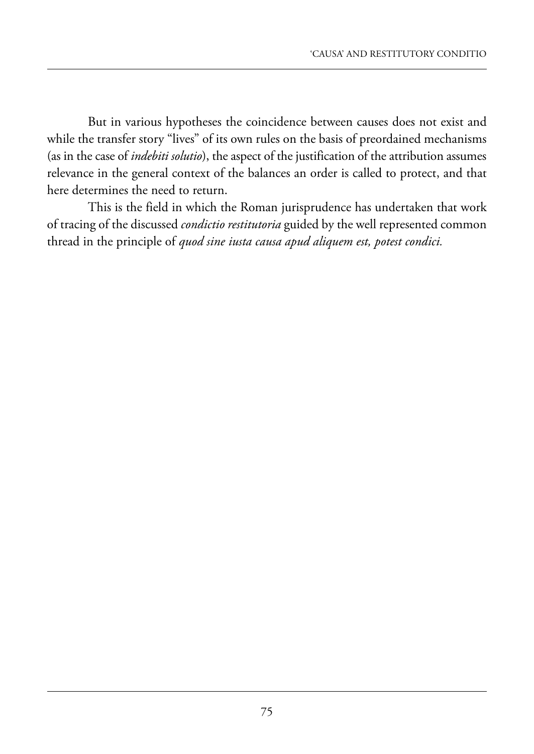But in various hypotheses the coincidence between causes does not exist and while the transfer story "lives" of its own rules on the basis of preordained mechanisms (as in the case of *indebiti solutio*), the aspect of the justification of the attribution assumes relevance in the general context of the balances an order is called to protect, and that here determines the need to return.

This is the field in which the Roman jurisprudence has undertaken that work of tracing of the discussed *condictio restitutoria* guided by the well represented common thread in the principle of *quod sine iusta causa apud aliquem est, potest condici.*